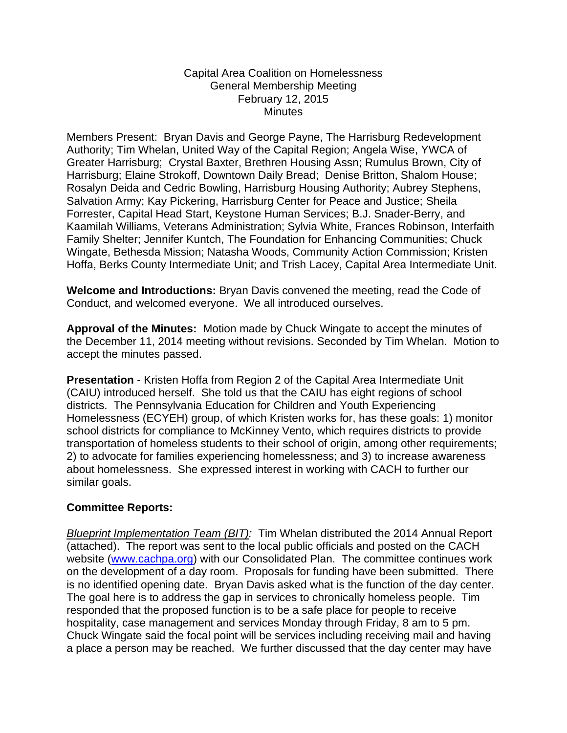Capital Area Coalition on Homelessness
General Membership Meeting
February 12, 2015
Minutes

Members Present: Bryan Davis and George Payne, The Harrisburg Redevelopment Authority; Tim Whelan, United Way of the Capital Region; Angela Wise, YWCA of Greater Harrisburg; Crystal Baxter, Brethren Housing Assn; Rumulus Brown, City of Harrisburg; Elaine Strokoff, Downtown Daily Bread; Denise Britton, Shalom House; Rosalyn Deida and Cedric Bowling, Harrisburg Housing Authority; Aubrey Stephens, Salvation Army; Kay Pickering, Harrisburg Center for Peace and Justice; Sheila Forrester, Capital Head Start, Keystone Human Services; B.J. Snader-Berry, and Kaamilah Williams, Veterans Administration; Sylvia White, Frances Robinson, Interfaith Family Shelter; Jennifer Kuntch, The Foundation for Enhancing Communities; Chuck Wingate, Bethesda Mission; Natasha Woods, Community Action Commission; Kristen Hoffa, Berks County Intermediate Unit; and Trish Lacey, Capital Area Intermediate Unit.

**Welcome and Introductions:** Bryan Davis convened the meeting, read the Code of Conduct, and welcomed everyone. We all introduced ourselves.

**Approval of the Minutes:** Motion made by Chuck Wingate to accept the minutes of the December 11, 2014 meeting without revisions. Seconded by Tim Whelan. Motion to accept the minutes passed.

**Presentation** - Kristen Hoffa from Region 2 of the Capital Area Intermediate Unit (CAIU) introduced herself. She told us that the CAIU has eight regions of school districts. The Pennsylvania Education for Children and Youth Experiencing Homelessness (ECYEH) group, of which Kristen works for, has these goals: 1) monitor school districts for compliance to McKinney Vento, which requires districts to provide transportation of homeless students to their school of origin, among other requirements; 2) to advocate for families experiencing homelessness; and 3) to increase awareness about homelessness. She expressed interest in working with CACH to further our similar goals.

**Committee Reports:**

*Blueprint Implementation Team (BIT):* Tim Whelan distributed the 2014 Annual Report (attached). The report was sent to the local public officials and posted on the CACH website (www.cachpa.org) with our Consolidated Plan. The committee continues work on the development of a day room. Proposals for funding have been submitted. There is no identified opening date. Bryan Davis asked what is the function of the day center. The goal here is to address the gap in services to chronically homeless people. Tim responded that the proposed function is to be a safe place for people to receive hospitality, case management and services Monday through Friday, 8 am to 5 pm. Chuck Wingate said the focal point will be services including receiving mail and having a place a person may be reached. We further discussed that the day center may have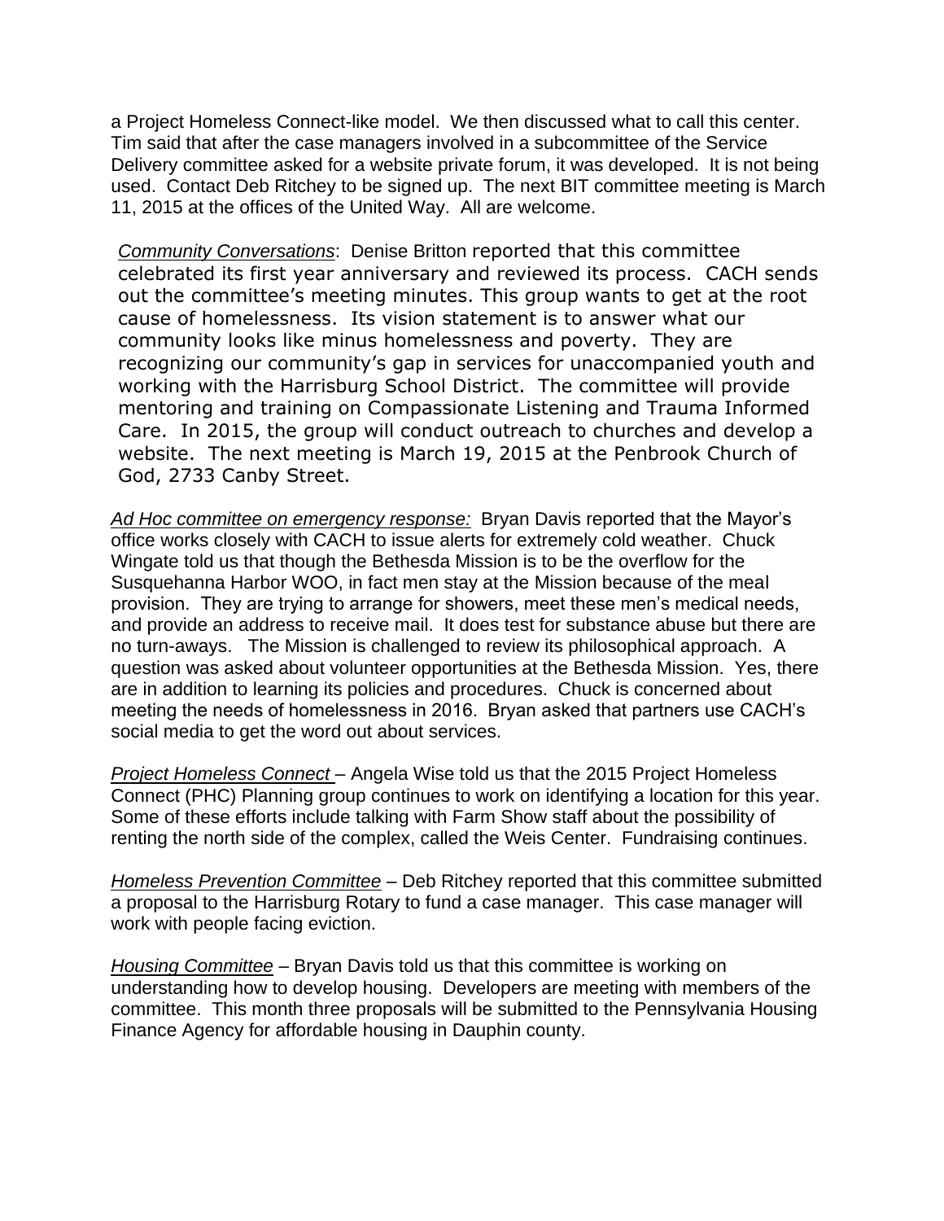a Project Homeless Connect-like model. We then discussed what to call this center. Tim said that after the case managers involved in a subcommittee of the Service Delivery committee asked for a website private forum, it was developed. It is not being used. Contact Deb Ritchey to be signed up. The next BIT committee meeting is March 11, 2015 at the offices of the United Way. All are welcome.

*Community Conversations*: Denise Britton reported that this committee celebrated its first year anniversary and reviewed its process. CACH sends out the committee's meeting minutes. This group wants to get at the root cause of homelessness. Its vision statement is to answer what our community looks like minus homelessness and poverty. They are recognizing our community's gap in services for unaccompanied youth and working with the Harrisburg School District. The committee will provide mentoring and training on Compassionate Listening and Trauma Informed Care. In 2015, the group will conduct outreach to churches and develop a website. The next meeting is March 19, 2015 at the Penbrook Church of God, 2733 Canby Street.

*Ad Hoc committee on emergency response:* Bryan Davis reported that the Mayor's office works closely with CACH to issue alerts for extremely cold weather. Chuck Wingate told us that though the Bethesda Mission is to be the overflow for the Susquehanna Harbor WOO, in fact men stay at the Mission because of the meal provision. They are trying to arrange for showers, meet these men's medical needs, and provide an address to receive mail. It does test for substance abuse but there are no turn-aways. The Mission is challenged to review its philosophical approach. A question was asked about volunteer opportunities at the Bethesda Mission. Yes, there are in addition to learning its policies and procedures. Chuck is concerned about meeting the needs of homelessness in 2016. Bryan asked that partners use CACH's social media to get the word out about services.

*Project Homeless Connect* – Angela Wise told us that the 2015 Project Homeless Connect (PHC) Planning group continues to work on identifying a location for this year. Some of these efforts include talking with Farm Show staff about the possibility of renting the north side of the complex, called the Weis Center. Fundraising continues.

*Homeless Prevention Committee* – Deb Ritchey reported that this committee submitted a proposal to the Harrisburg Rotary to fund a case manager. This case manager will work with people facing eviction.

*Housing Committee* – Bryan Davis told us that this committee is working on understanding how to develop housing. Developers are meeting with members of the committee. This month three proposals will be submitted to the Pennsylvania Housing Finance Agency for affordable housing in Dauphin county.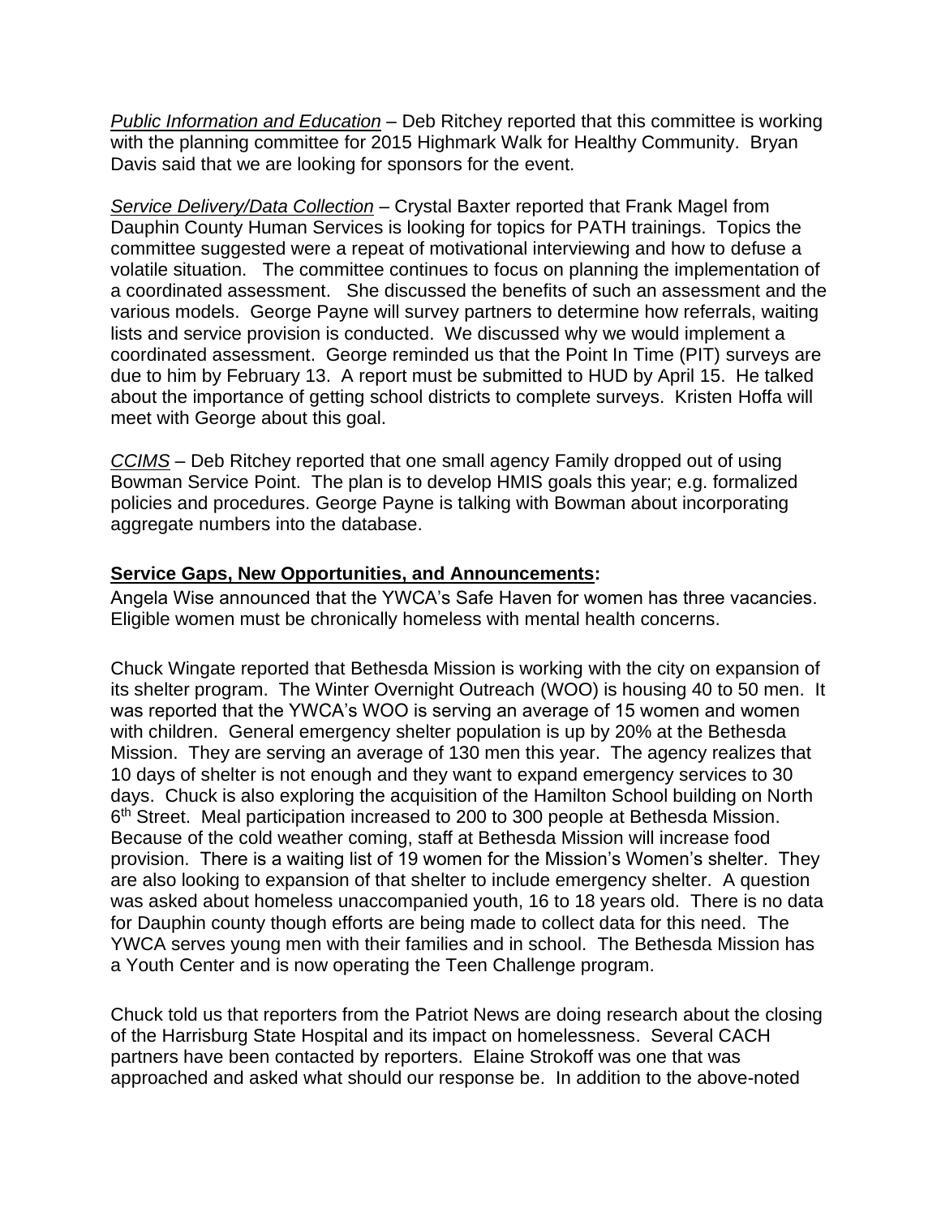*Public Information and Education* – Deb Ritchey reported that this committee is working with the planning committee for 2015 Highmark Walk for Healthy Community. Bryan Davis said that we are looking for sponsors for the event.

*Service Delivery/Data Collection* – Crystal Baxter reported that Frank Magel from Dauphin County Human Services is looking for topics for PATH trainings. Topics the committee suggested were a repeat of motivational interviewing and how to defuse a volatile situation. The committee continues to focus on planning the implementation of a coordinated assessment. She discussed the benefits of such an assessment and the various models. George Payne will survey partners to determine how referrals, waiting lists and service provision is conducted. We discussed why we would implement a coordinated assessment. George reminded us that the Point In Time (PIT) surveys are due to him by February 13. A report must be submitted to HUD by April 15. He talked about the importance of getting school districts to complete surveys. Kristen Hoffa will meet with George about this goal.

*CCIMS* – Deb Ritchey reported that one small agency Family dropped out of using Bowman Service Point. The plan is to develop HMIS goals this year; e.g. formalized policies and procedures. George Payne is talking with Bowman about incorporating aggregate numbers into the database.

**Service Gaps, New Opportunities, and Announcements:**

Angela Wise announced that the YWCA's Safe Haven for women has three vacancies. Eligible women must be chronically homeless with mental health concerns.

Chuck Wingate reported that Bethesda Mission is working with the city on expansion of its shelter program. The Winter Overnight Outreach (WOO) is housing 40 to 50 men. It was reported that the YWCA's WOO is serving an average of 15 women and women with children. General emergency shelter population is up by 20% at the Bethesda Mission. They are serving an average of 130 men this year. The agency realizes that 10 days of shelter is not enough and they want to expand emergency services to 30 days. Chuck is also exploring the acquisition of the Hamilton School building on North 6th Street. Meal participation increased to 200 to 300 people at Bethesda Mission. Because of the cold weather coming, staff at Bethesda Mission will increase food provision. There is a waiting list of 19 women for the Mission's Women's shelter. They are also looking to expansion of that shelter to include emergency shelter. A question was asked about homeless unaccompanied youth, 16 to 18 years old. There is no data for Dauphin county though efforts are being made to collect data for this need. The YWCA serves young men with their families and in school. The Bethesda Mission has a Youth Center and is now operating the Teen Challenge program.

Chuck told us that reporters from the Patriot News are doing research about the closing of the Harrisburg State Hospital and its impact on homelessness. Several CACH partners have been contacted by reporters. Elaine Strokoff was one that was approached and asked what should our response be. In addition to the above-noted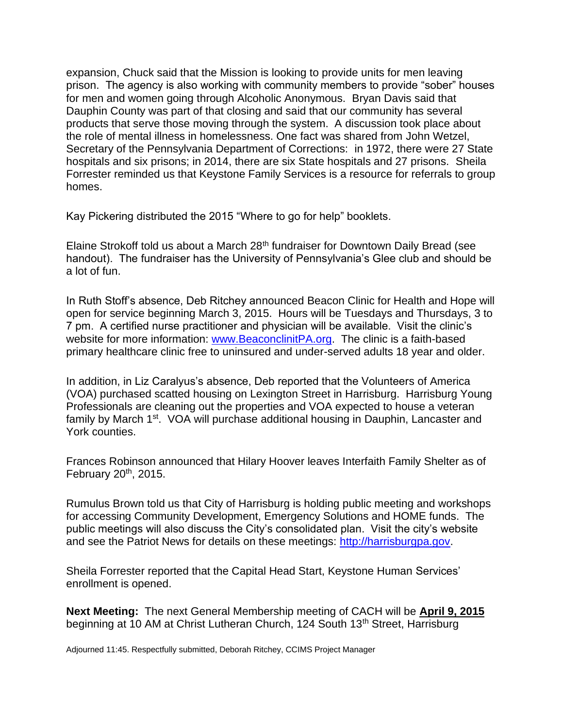expansion, Chuck said that the Mission is looking to provide units for men leaving prison. The agency is also working with community members to provide "sober" houses for men and women going through Alcoholic Anonymous. Bryan Davis said that Dauphin County was part of that closing and said that our community has several products that serve those moving through the system. A discussion took place about the role of mental illness in homelessness. One fact was shared from John Wetzel, Secretary of the Pennsylvania Department of Corrections: in 1972, there were 27 State hospitals and six prisons; in 2014, there are six State hospitals and 27 prisons. Sheila Forrester reminded us that Keystone Family Services is a resource for referrals to group homes.

Kay Pickering distributed the 2015 "Where to go for help" booklets.

Elaine Strokoff told us about a March 28th fundraiser for Downtown Daily Bread (see handout). The fundraiser has the University of Pennsylvania's Glee club and should be a lot of fun.

In Ruth Stoff's absence, Deb Ritchey announced Beacon Clinic for Health and Hope will open for service beginning March 3, 2015. Hours will be Tuesdays and Thursdays, 3 to 7 pm. A certified nurse practitioner and physician will be available. Visit the clinic's website for more information: [www.BeaconclinitPA.org](www.BeaconclinitPA.org). The clinic is a faith-based primary healthcare clinic free to uninsured and under-served adults 18 year and older.

In addition, in Liz Caralyus's absence, Deb reported that the Volunteers of America (VOA) purchased scatted housing on Lexington Street in Harrisburg. Harrisburg Young Professionals are cleaning out the properties and VOA expected to house a veteran family by March 1st. VOA will purchase additional housing in Dauphin, Lancaster and York counties.

Frances Robinson announced that Hilary Hoover leaves Interfaith Family Shelter as of February 20th, 2015.

Rumulus Brown told us that City of Harrisburg is holding public meeting and workshops for accessing Community Development, Emergency Solutions and HOME funds. The public meetings will also discuss the City's consolidated plan. Visit the city's website and see the Patriot News for details on these meetings: [http://harrisburgpa.gov](http://harrisburgpa.gov).

Sheila Forrester reported that the Capital Head Start, Keystone Human Services' enrollment is opened.

**Next Meeting:** The next General Membership meeting of CACH will be **April 9, 2015** beginning at 10 AM at Christ Lutheran Church, 124 South 13th Street, Harrisburg

Adjourned 11:45. Respectfully submitted, Deborah Ritchey, CCIMS Project Manager